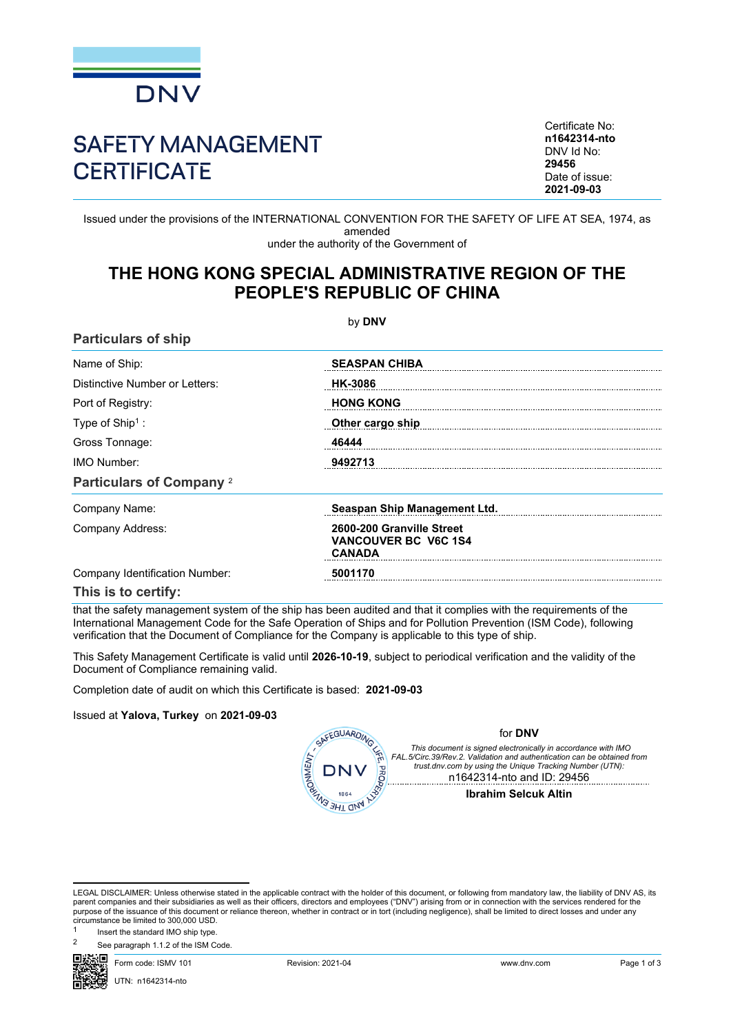# SAFETY MANAGEMENT CERTIFICATE

Certificate No:
**n1642314-nto**
DNV Id No:
**29456**
Date of issue:
**2021-09-03**

Issued under the provisions of the INTERNATIONAL CONVENTION FOR THE SAFETY OF LIFE AT SEA, 1974, as amended
under the authority of the Government of

## THE HONG KONG SPECIAL ADMINISTRATIVE REGION OF THE PEOPLE'S REPUBLIC OF CHINA

by **DNV**

### Particulars of ship

| | |
|---|---|
| Name of Ship: | **SEASPAN CHIBA** |
| Distinctive Number or Letters: | **HK-3086** |
| Port of Registry: | **HONG KONG** |
| Type of Ship[1] : | **Other cargo ship** |
| Gross Tonnage: | **46444** |
| IMO Number: | **9492713** |

### Particulars of Company [2]

| | |
|---|---|
| Company Name: | **Seaspan Ship Management Ltd.** |
| Company Address: | **2600-200 Granville Street VANCOUVER BC V6C 1S4 CANADA** |
| Company Identification Number: | **5001170** |

### This is to certify:

that the safety management system of the ship has been audited and that it complies with the requirements of the International Management Code for the Safe Operation of Ships and for Pollution Prevention (ISM Code), following verification that the Document of Compliance for the Company is applicable to this type of ship.

This Safety Management Certificate is valid until **2026-10-19**, subject to periodical verification and the validity of the Document of Compliance remaining valid.

Completion date of audit on which this Certificate is based: **2021-09-03**

Issued at **Yalova, Turkey** on **2021-09-03**

for **DNV**

*This document is signed electronically in accordance with IMO FAL.5/Circ.39/Rev.2. Validation and authentication can be obtained from trust.dnv.com by using the Unique Tracking Number (UTN):*
n1642314-nto and ID: 29456

**Ibrahim Selcuk Altin**

LEGAL DISCLAIMER: Unless otherwise stated in the applicable contract with the holder of this document, or following from mandatory law, the liability of DNV AS, its parent companies and their subsidiaries as well as their officers, directors and employees ("DNV") arising from or in connection with the services rendered for the purpose of the issuance of this document or reliance thereon, whether in contract or in tort (including negligence), shall be limited to direct losses and under any circumstance be limited to 300,000 USD.

[1] Insert the standard IMO ship type.

[2] See paragraph 1.1.2 of the ISM Code.

Form code: ISMV 101 | Revision: 2021-04 | www.dnv.com

UTN: n1642314-nto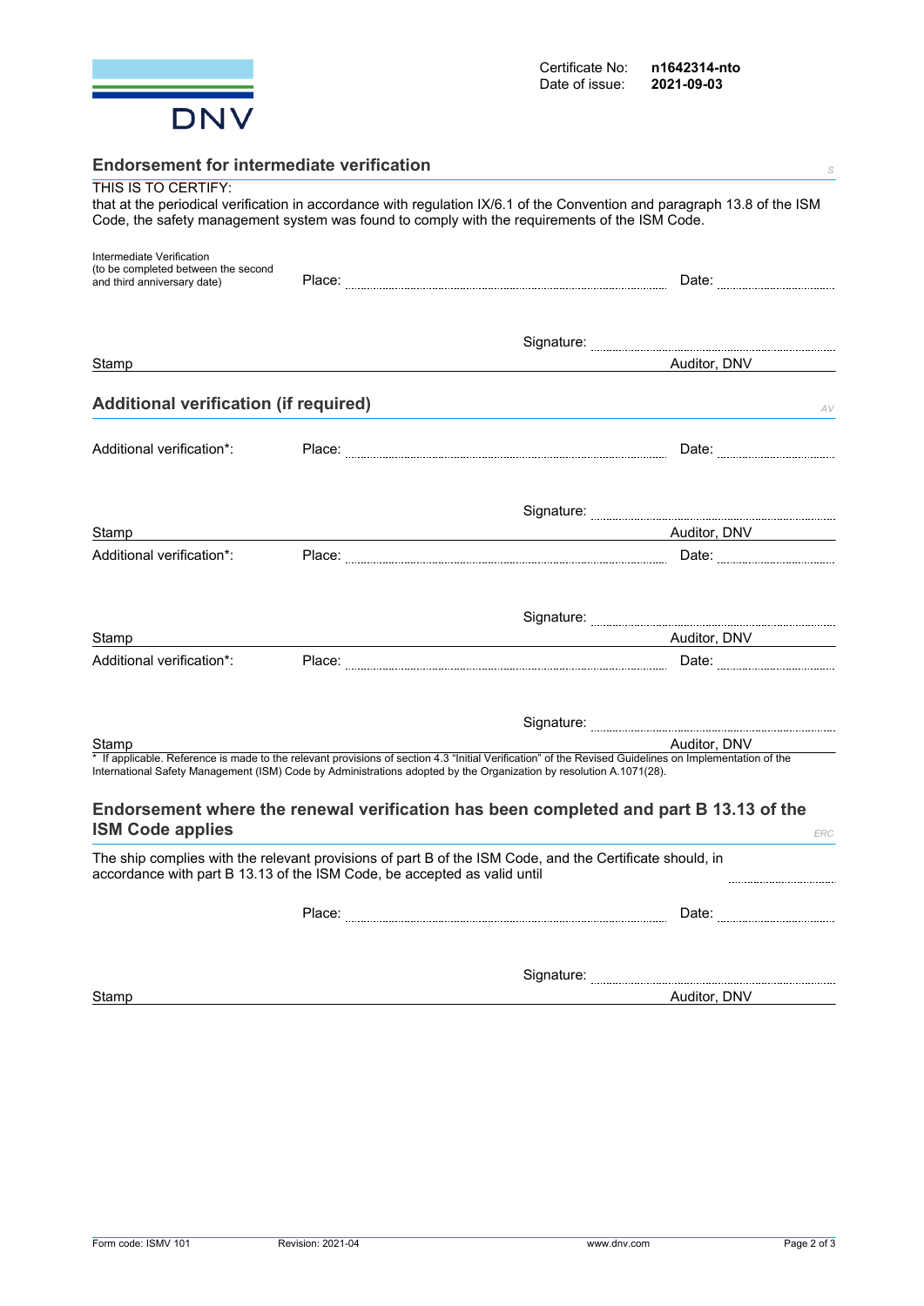DNV

Certificate No: **n1642314-nto**
Date of issue: **2021-09-03**

## Endorsement for intermediate verification

*S*

THIS IS TO CERTIFY:
that at the periodical verification in accordance with regulation IX/6.1 of the Convention and paragraph 13.8 of the ISM Code, the safety management system was found to comply with the requirements of the ISM Code.

Intermediate Verification
(to be completed between the second and third anniversary date) Place: ........................................ Date: ................

Signature: ........................................

Stamp Auditor, DNV

## Additional verification (if required)

*AV*

Additional verification*: Place: ........................................ Date: ................

Signature: ........................................

Stamp Auditor, DNV

Additional verification*: Place: ........................................ Date: ................

Signature: ........................................

Stamp Auditor, DNV

Additional verification*: Place: ........................................ Date: ................

Signature: ........................................

Stamp Auditor, DNV

* If applicable. Reference is made to the relevant provisions of section 4.3 "Initial Verification" of the Revised Guidelines on Implementation of the International Safety Management (ISM) Code by Administrations adopted by the Organization by resolution A.1071(28).

## Endorsement where the renewal verification has been completed and part B 13.13 of the ISM Code applies

*ERC*

The ship complies with the relevant provisions of part B of the ISM Code, and the Certificate should, in accordance with part B 13.13 of the ISM Code, be accepted as valid until ................

Place: ........................................ Date: ................

Signature: ........................................

Stamp Auditor, DNV

Form code: ISMV 101 Revision: 2021-04 www.dnv.com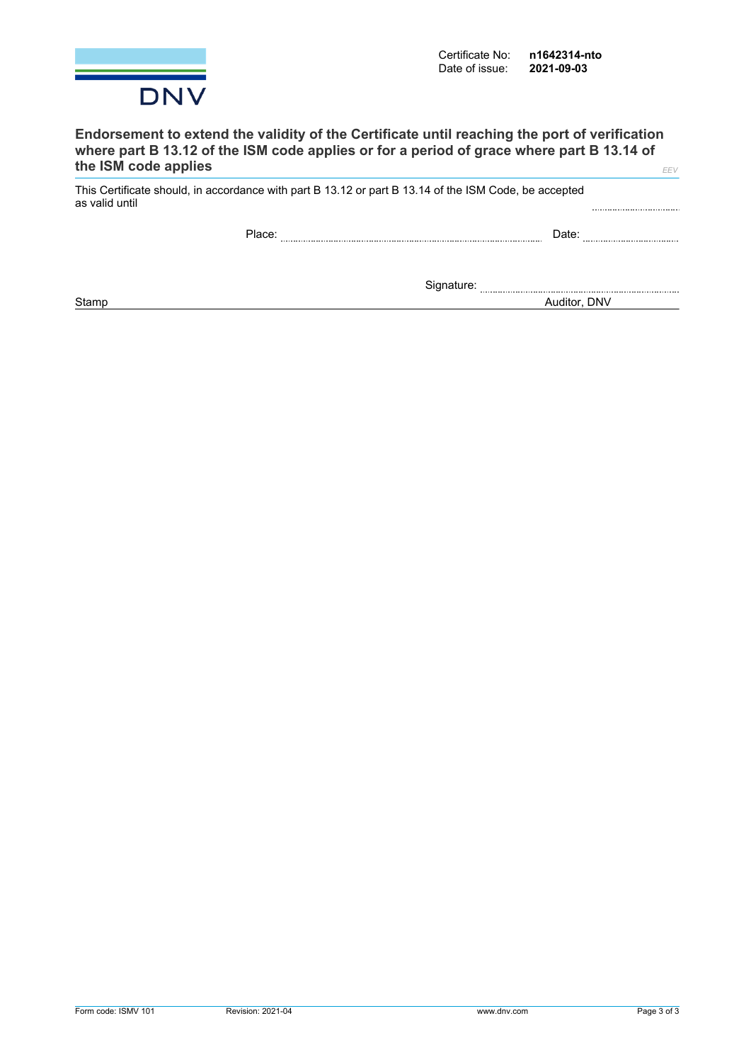Certificate No: **n1642314-nto**
Date of issue: **2021-09-03**

## Endorsement to extend the validity of the Certificate until reaching the port of verification where part B 13.12 of the ISM code applies or for a period of grace where part B 13.14 of the ISM code applies

*EEV*

This Certificate should, in accordance with part B 13.12 or part B 13.14 of the ISM Code, be accepted as valid until ..............................

Place: .............................................................................................. Date: ..............................

Signature: ...........................................................................

Stamp

Auditor, DNV

Form code: ISMV 101 Revision: 2021-04 www.dnv.com